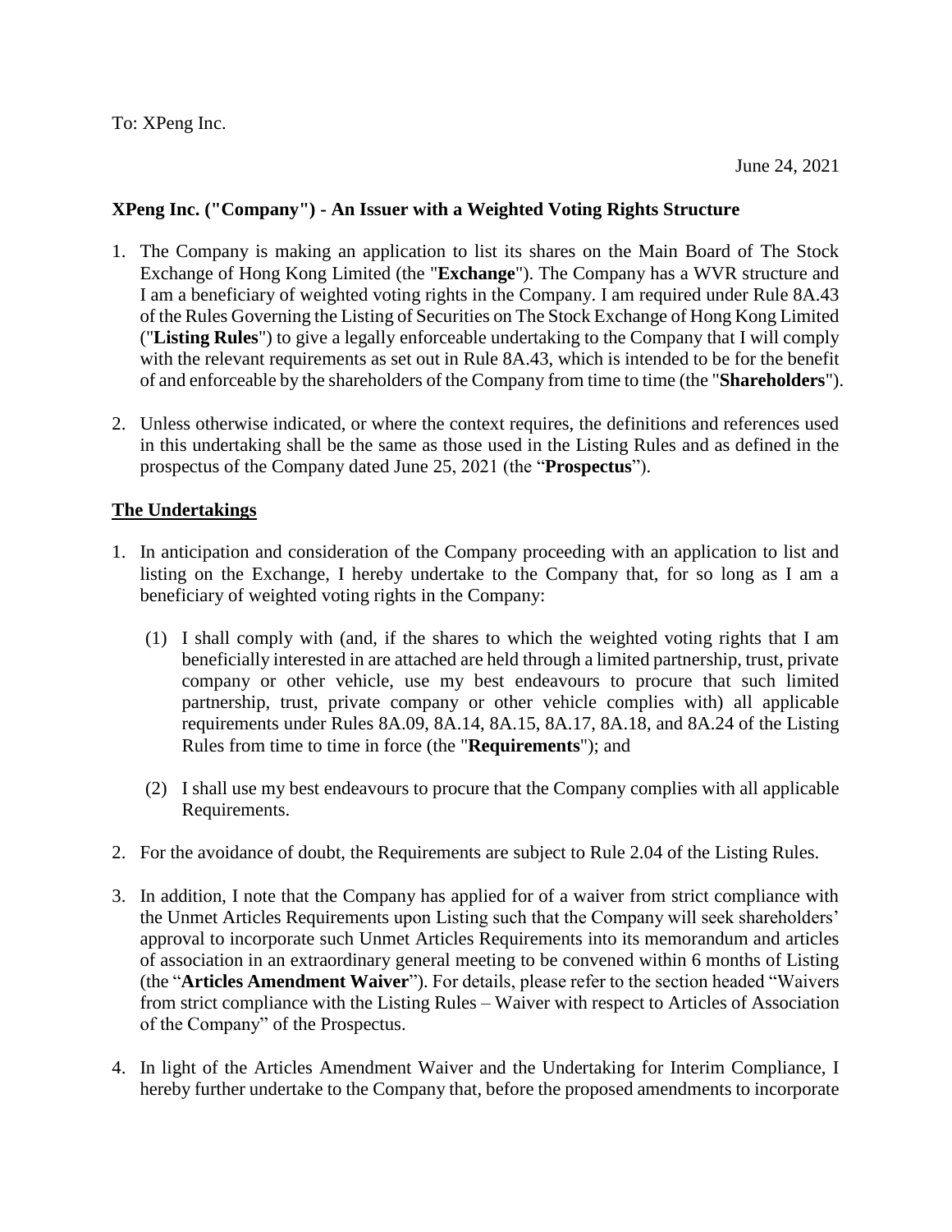To: XPeng Inc.

June 24, 2021

**XPeng Inc. ("Company") - An Issuer with a Weighted Voting Rights Structure**

1. The Company is making an application to list its shares on the Main Board of The Stock Exchange of Hong Kong Limited (the "**Exchange**"). The Company has a WVR structure and I am a beneficiary of weighted voting rights in the Company. I am required under Rule 8A.43 of the Rules Governing the Listing of Securities on The Stock Exchange of Hong Kong Limited ("**Listing Rules**") to give a legally enforceable undertaking to the Company that I will comply with the relevant requirements as set out in Rule 8A.43, which is intended to be for the benefit of and enforceable by the shareholders of the Company from time to time (the "**Shareholders**").

2. Unless otherwise indicated, or where the context requires, the definitions and references used in this undertaking shall be the same as those used in the Listing Rules and as defined in the prospectus of the Company dated June 25, 2021 (the "**Prospectus**").

**The Undertakings**

1. In anticipation and consideration of the Company proceeding with an application to list and listing on the Exchange, I hereby undertake to the Company that, for so long as I am a beneficiary of weighted voting rights in the Company:

   (1) I shall comply with (and, if the shares to which the weighted voting rights that I am beneficially interested in are attached are held through a limited partnership, trust, private company or other vehicle, use my best endeavours to procure that such limited partnership, trust, private company or other vehicle complies with) all applicable requirements under Rules 8A.09, 8A.14, 8A.15, 8A.17, 8A.18, and 8A.24 of the Listing Rules from time to time in force (the "**Requirements**"); and

   (2) I shall use my best endeavours to procure that the Company complies with all applicable Requirements.

2. For the avoidance of doubt, the Requirements are subject to Rule 2.04 of the Listing Rules.

3. In addition, I note that the Company has applied for of a waiver from strict compliance with the Unmet Articles Requirements upon Listing such that the Company will seek shareholders' approval to incorporate such Unmet Articles Requirements into its memorandum and articles of association in an extraordinary general meeting to be convened within 6 months of Listing (the "**Articles Amendment Waiver**"). For details, please refer to the section headed "Waivers from strict compliance with the Listing Rules – Waiver with respect to Articles of Association of the Company" of the Prospectus.

4. In light of the Articles Amendment Waiver and the Undertaking for Interim Compliance, I hereby further undertake to the Company that, before the proposed amendments to incorporate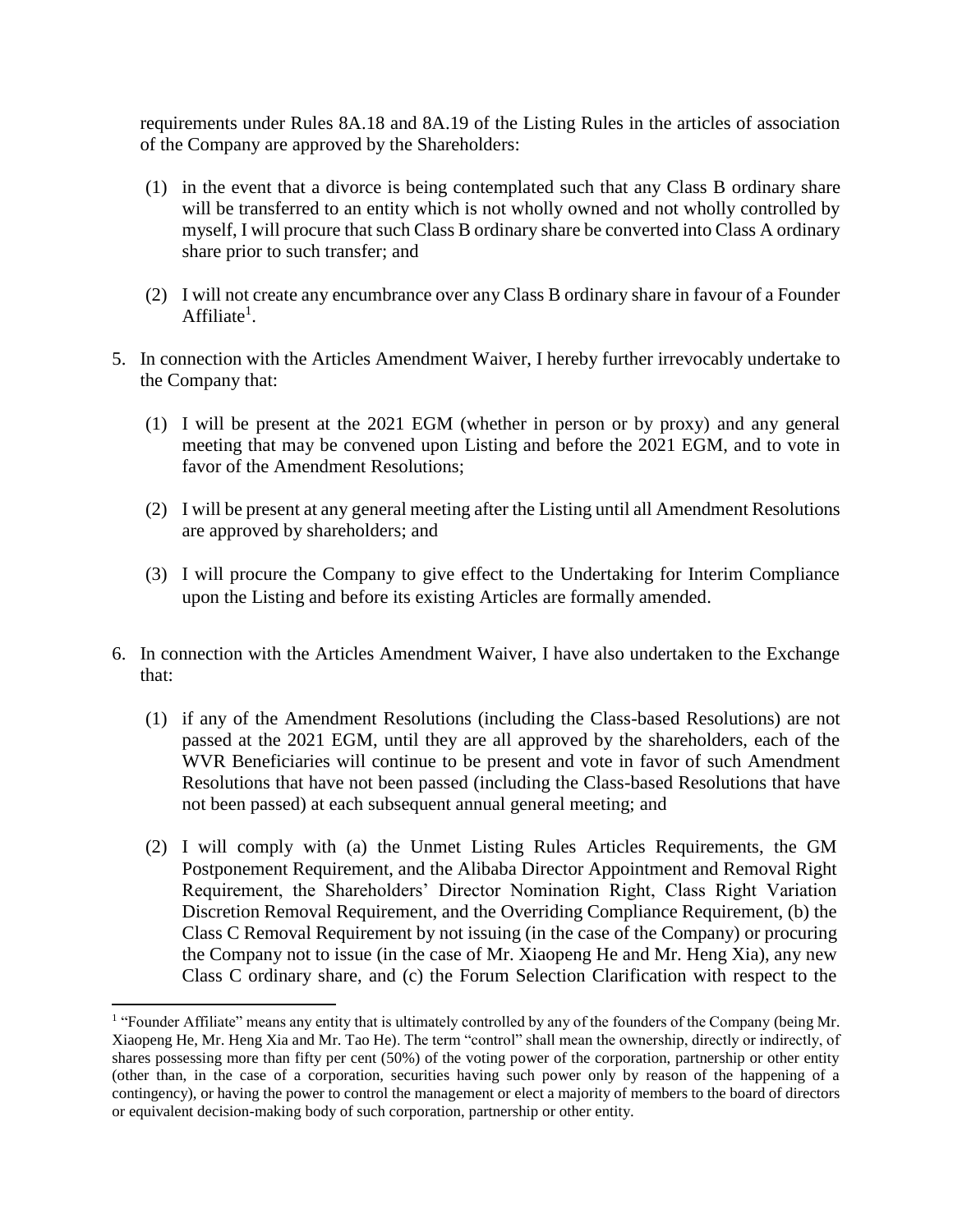requirements under Rules 8A.18 and 8A.19 of the Listing Rules in the articles of association of the Company are approved by the Shareholders:

(1) in the event that a divorce is being contemplated such that any Class B ordinary share will be transferred to an entity which is not wholly owned and not wholly controlled by myself, I will procure that such Class B ordinary share be converted into Class A ordinary share prior to such transfer; and

(2) I will not create any encumbrance over any Class B ordinary share in favour of a Founder Affiliate[1].

5. In connection with the Articles Amendment Waiver, I hereby further irrevocably undertake to the Company that:

   (1) I will be present at the 2021 EGM (whether in person or by proxy) and any general meeting that may be convened upon Listing and before the 2021 EGM, and to vote in favor of the Amendment Resolutions;

   (2) I will be present at any general meeting after the Listing until all Amendment Resolutions are approved by shareholders; and

   (3) I will procure the Company to give effect to the Undertaking for Interim Compliance upon the Listing and before its existing Articles are formally amended.

6. In connection with the Articles Amendment Waiver, I have also undertaken to the Exchange that:

   (1) if any of the Amendment Resolutions (including the Class-based Resolutions) are not passed at the 2021 EGM, until they are all approved by the shareholders, each of the WVR Beneficiaries will continue to be present and vote in favor of such Amendment Resolutions that have not been passed (including the Class-based Resolutions that have not been passed) at each subsequent annual general meeting; and

   (2) I will comply with (a) the Unmet Listing Rules Articles Requirements, the GM Postponement Requirement, and the Alibaba Director Appointment and Removal Right Requirement, the Shareholders' Director Nomination Right, Class Right Variation Discretion Removal Requirement, and the Overriding Compliance Requirement, (b) the Class C Removal Requirement by not issuing (in the case of the Company) or procuring the Company not to issue (in the case of Mr. Xiaopeng He and Mr. Heng Xia), any new Class C ordinary share, and (c) the Forum Selection Clarification with respect to the

---

[1] "Founder Affiliate" means any entity that is ultimately controlled by any of the founders of the Company (being Mr. Xiaopeng He, Mr. Heng Xia and Mr. Tao He). The term "control" shall mean the ownership, directly or indirectly, of shares possessing more than fifty per cent (50%) of the voting power of the corporation, partnership or other entity (other than, in the case of a corporation, securities having such power only by reason of the happening of a contingency), or having the power to control the management or elect a majority of members to the board of directors or equivalent decision-making body of such corporation, partnership or other entity.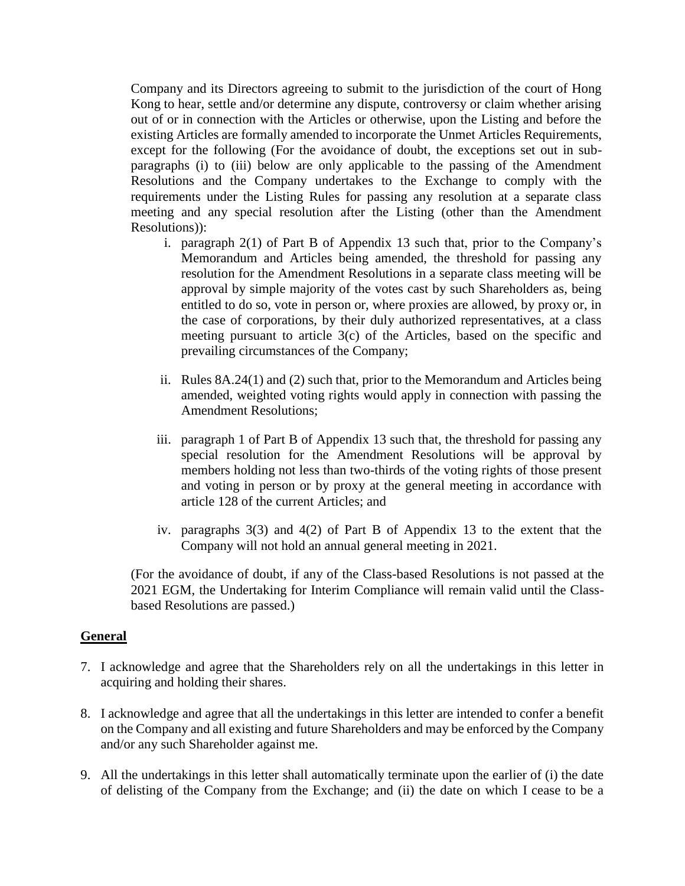Company and its Directors agreeing to submit to the jurisdiction of the court of Hong Kong to hear, settle and/or determine any dispute, controversy or claim whether arising out of or in connection with the Articles or otherwise, upon the Listing and before the existing Articles are formally amended to incorporate the Unmet Articles Requirements, except for the following (For the avoidance of doubt, the exceptions set out in sub-paragraphs (i) to (iii) below are only applicable to the passing of the Amendment Resolutions and the Company undertakes to the Exchange to comply with the requirements under the Listing Rules for passing any resolution at a separate class meeting and any special resolution after the Listing (other than the Amendment Resolutions)):

i. paragraph 2(1) of Part B of Appendix 13 such that, prior to the Company's Memorandum and Articles being amended, the threshold for passing any resolution for the Amendment Resolutions in a separate class meeting will be approval by simple majority of the votes cast by such Shareholders as, being entitled to do so, vote in person or, where proxies are allowed, by proxy or, in the case of corporations, by their duly authorized representatives, at a class meeting pursuant to article 3(c) of the Articles, based on the specific and prevailing circumstances of the Company;

ii. Rules 8A.24(1) and (2) such that, prior to the Memorandum and Articles being amended, weighted voting rights would apply in connection with passing the Amendment Resolutions;

iii. paragraph 1 of Part B of Appendix 13 such that, the threshold for passing any special resolution for the Amendment Resolutions will be approval by members holding not less than two-thirds of the voting rights of those present and voting in person or by proxy at the general meeting in accordance with article 128 of the current Articles; and

iv. paragraphs 3(3) and 4(2) of Part B of Appendix 13 to the extent that the Company will not hold an annual general meeting in 2021.

(For the avoidance of doubt, if any of the Class-based Resolutions is not passed at the 2021 EGM, the Undertaking for Interim Compliance will remain valid until the Class-based Resolutions are passed.)

## General

7. I acknowledge and agree that the Shareholders rely on all the undertakings in this letter in acquiring and holding their shares.

8. I acknowledge and agree that all the undertakings in this letter are intended to confer a benefit on the Company and all existing and future Shareholders and may be enforced by the Company and/or any such Shareholder against me.

9. All the undertakings in this letter shall automatically terminate upon the earlier of (i) the date of delisting of the Company from the Exchange; and (ii) the date on which I cease to be a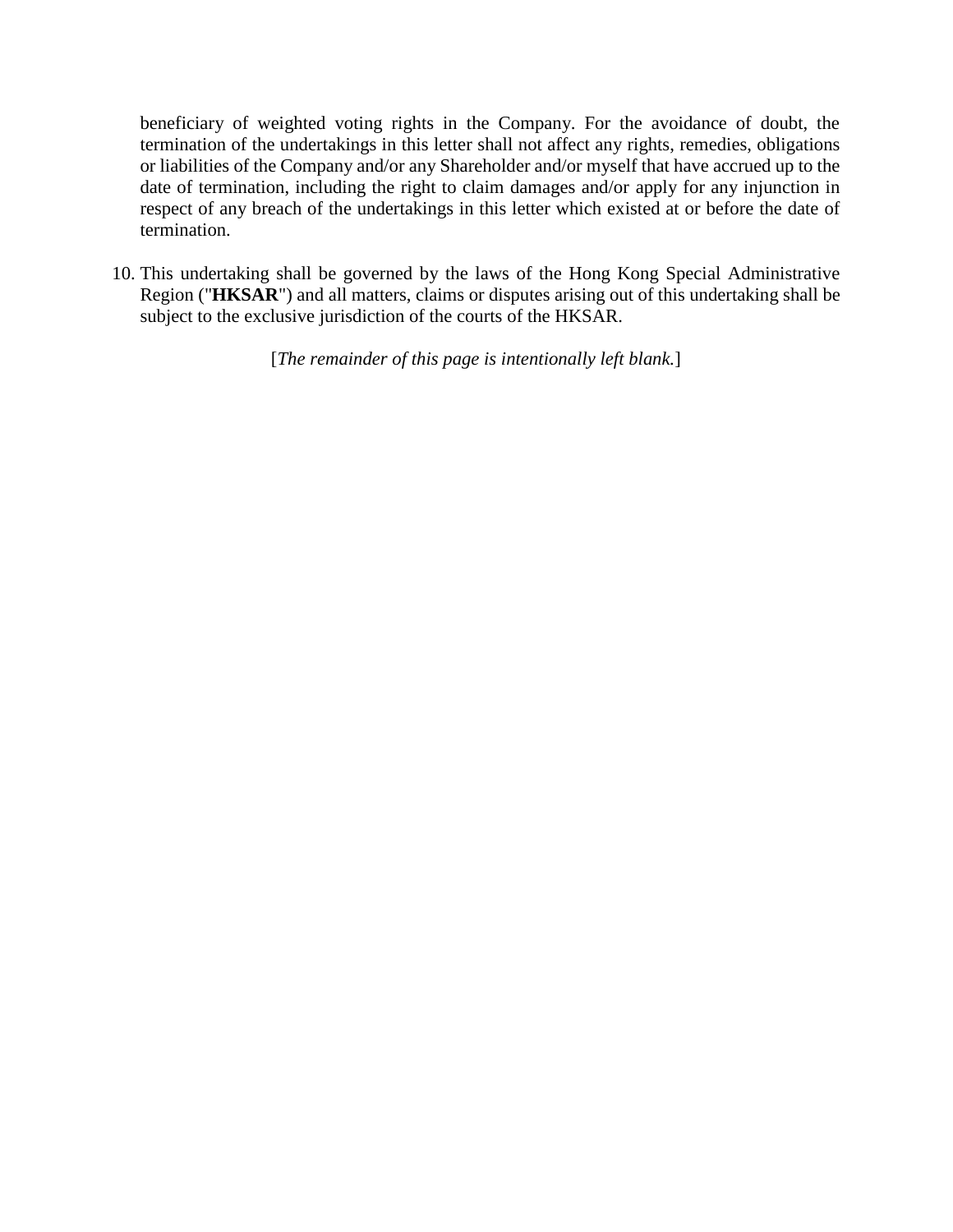beneficiary of weighted voting rights in the Company. For the avoidance of doubt, the termination of the undertakings in this letter shall not affect any rights, remedies, obligations or liabilities of the Company and/or any Shareholder and/or myself that have accrued up to the date of termination, including the right to claim damages and/or apply for any injunction in respect of any breach of the undertakings in this letter which existed at or before the date of termination.

10. This undertaking shall be governed by the laws of the Hong Kong Special Administrative Region ("**HKSAR**") and all matters, claims or disputes arising out of this undertaking shall be subject to the exclusive jurisdiction of the courts of the HKSAR.

[*The remainder of this page is intentionally left blank.*]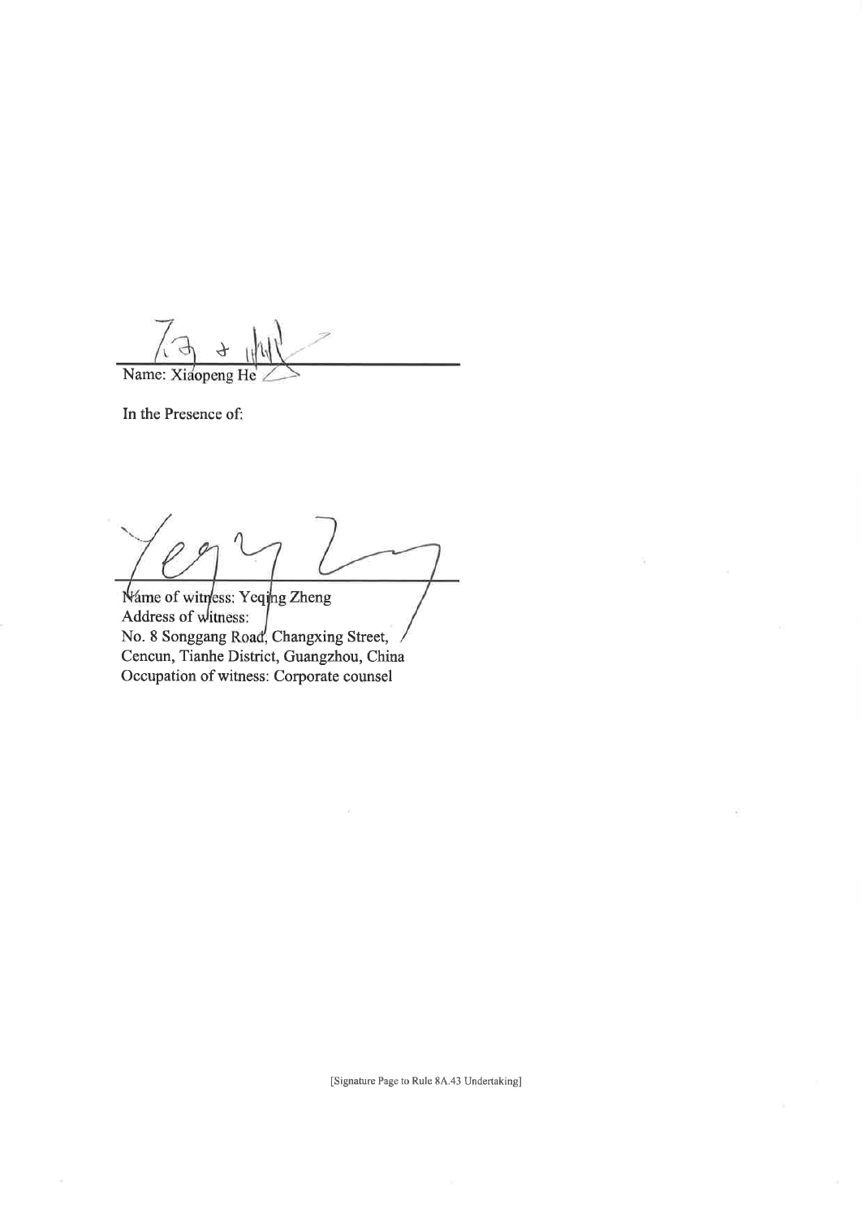Name: Xiaopeng He

In the Presence of:

Name of witness: Yeqing Zheng
Address of witness:
No. 8 Songgang Road, Changxing Street,
Cencun, Tianhe District, Guangzhou, China
Occupation of witness: Corporate counsel

[Signature Page to Rule 8A.43 Undertaking]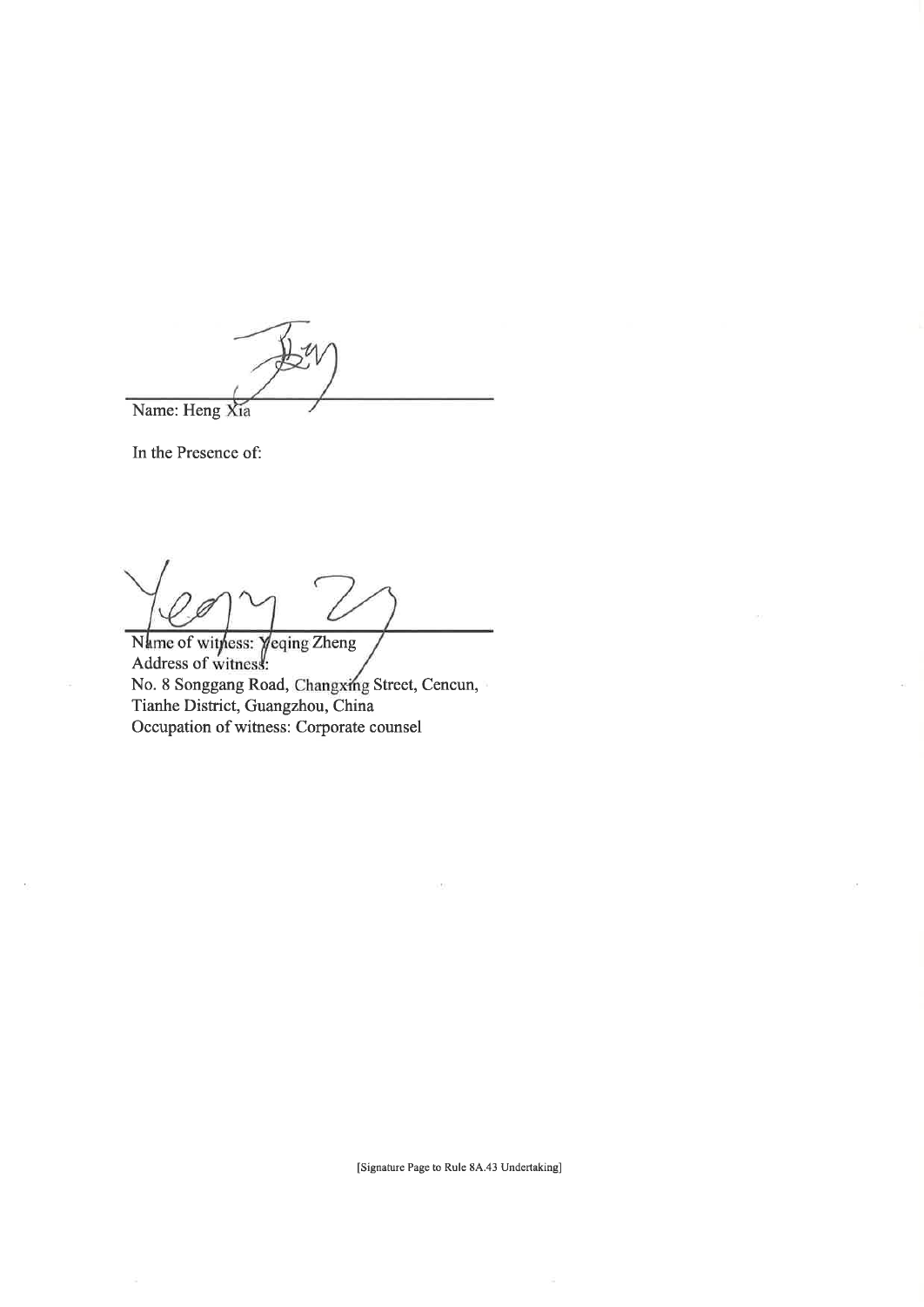Name: Heng Xia

In the Presence of:

Name of witness: Yeqing Zheng
Address of witness:
No. 8 Songgang Road, Changxing Street, Cencun,
Tianhe District, Guangzhou, China
Occupation of witness: Corporate counsel

[Signature Page to Rule 8A.43 Undertaking]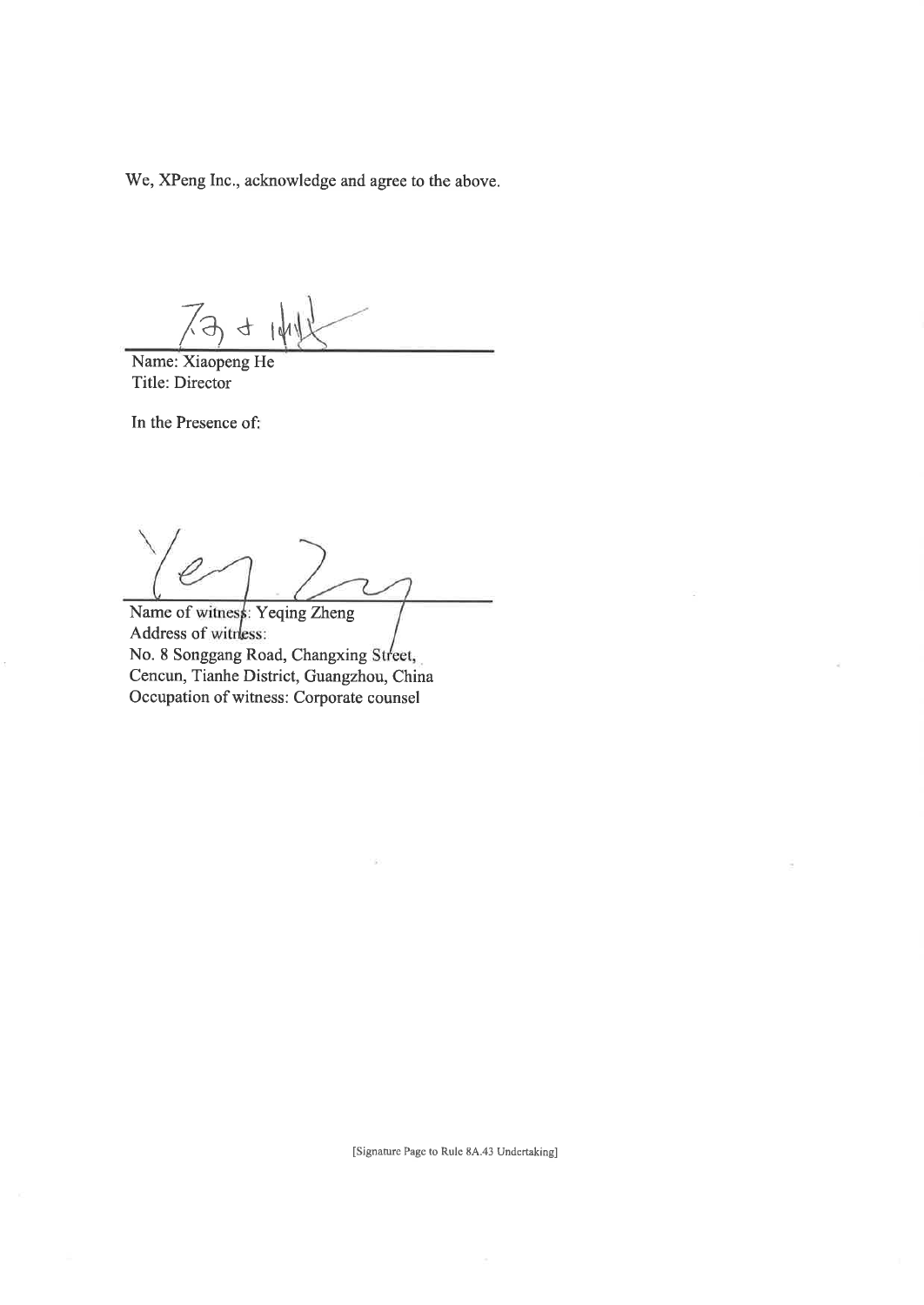We, XPeng Inc., acknowledge and agree to the above.

Name: Xiaopeng He
Title: Director

In the Presence of:

Name of witness: Yeqing Zheng
Address of witness:
No. 8 Songgang Road, Changxing Street,
Cencun, Tianhe District, Guangzhou, China
Occupation of witness: Corporate counsel

[Signature Page to Rule 8A.43 Undertaking]